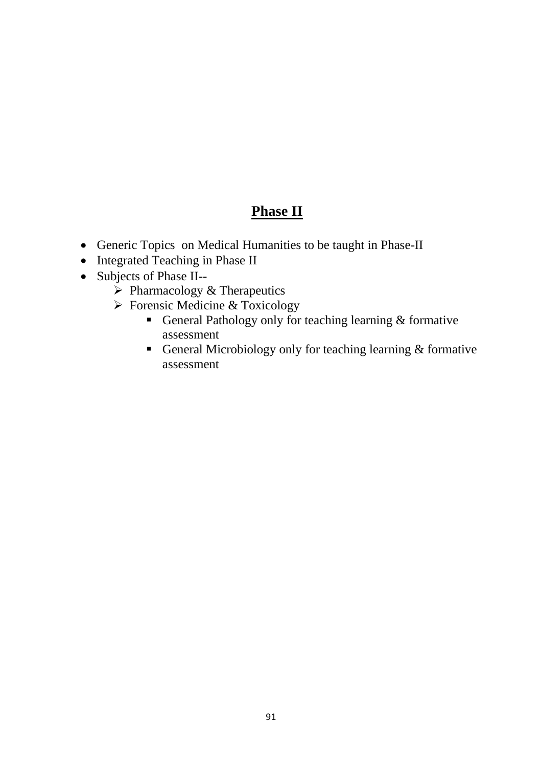# <u>**Phase II**</u>

- Generic Topics on Medical Humanities to be taught in Phase-II
- Integrated Teaching in Phase II
- Subjects of Phase II--
    - Pharmacology & Therapeutics
    - Forensic Medicine & Toxicology
        - General Pathology only for teaching learning & formative assessment
        - General Microbiology only for teaching learning & formative assessment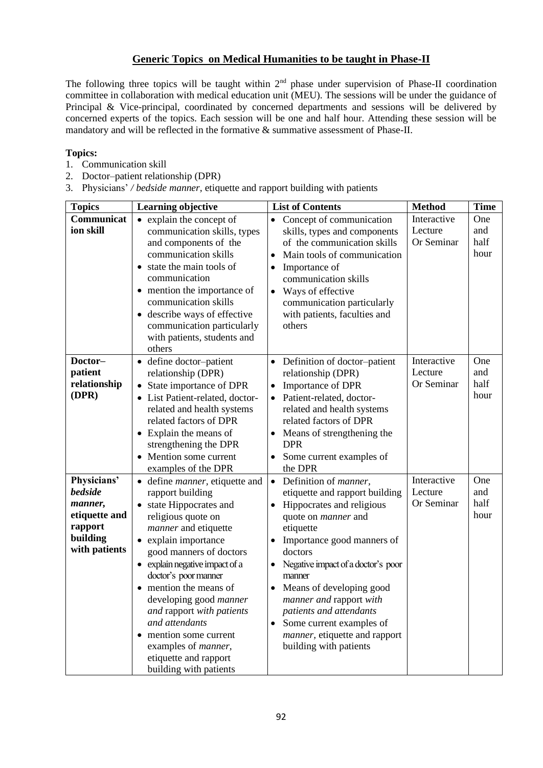## Generic Topics on Medical Humanities to be taught in Phase-II

The following three topics will be taught within 2nd phase under supervision of Phase-II coordination committee in collaboration with medical education unit (MEU). The sessions will be under the guidance of Principal & Vice-principal, coordinated by concerned departments and sessions will be delivered by concerned experts of the topics. Each session will be one and half hour. Attending these session will be mandatory and will be reflected in the formative & summative assessment of Phase-II.

**Topics:**

1. Communication skill
2. Doctor–patient relationship (DPR)
3. Physicians' */ bedside manner*, etiquette and rapport building with patients

| Topics | Learning objective | List of Contents | Method | Time |
|---|---|---|---|---|
| **Communication skill** | • explain the concept of communication skills, types and components of the communication skills<br>• state the main tools of communication<br>• mention the importance of communication skills<br>• describe ways of effective communication particularly with patients, students and others | • Concept of communication skills, types and components of the communication skills<br>• Main tools of communication<br>• Importance of communication skills<br>• Ways of effective communication particularly with patients, faculties and others | Interactive Lecture Or Seminar | One and half hour |
| **Doctor–patient relationship (DPR)** | • define doctor–patient relationship (DPR)<br>• State importance of DPR<br>• List Patient-related, doctor-related and health systems related factors of DPR<br>• Explain the means of strengthening the DPR<br>• Mention some current examples of the DPR | • Definition of doctor–patient relationship (DPR)<br>• Importance of DPR<br>• Patient-related, doctor-related and health systems related factors of DPR<br>• Means of strengthening the DPR<br>• Some current examples of the DPR | Interactive Lecture Or Seminar | One and half hour |
| **Physicians' *bedside manner*, etiquette and rapport building with patients** | • define *manner*, etiquette and rapport building<br>• state Hippocrates and religious quote on *manner* and etiquette<br>• explain importance good manners of doctors<br>• explain negative impact of a doctor's poor manner<br>• mention the means of developing good *manner and* rapport *with patients and attendants*<br>• mention some current examples of *manner*, etiquette and rapport building with patients | • Definition of *manner*, etiquette and rapport building<br>• Hippocrates and religious quote on *manner* and etiquette<br>• Importance good manners of doctors<br>• Negative impact of a doctor's poor manner<br>• Means of developing good *manner and* rapport *with patients and attendants*<br>• Some current examples of *manner*, etiquette and rapport building with patients | Interactive Lecture Or Seminar | One and half hour |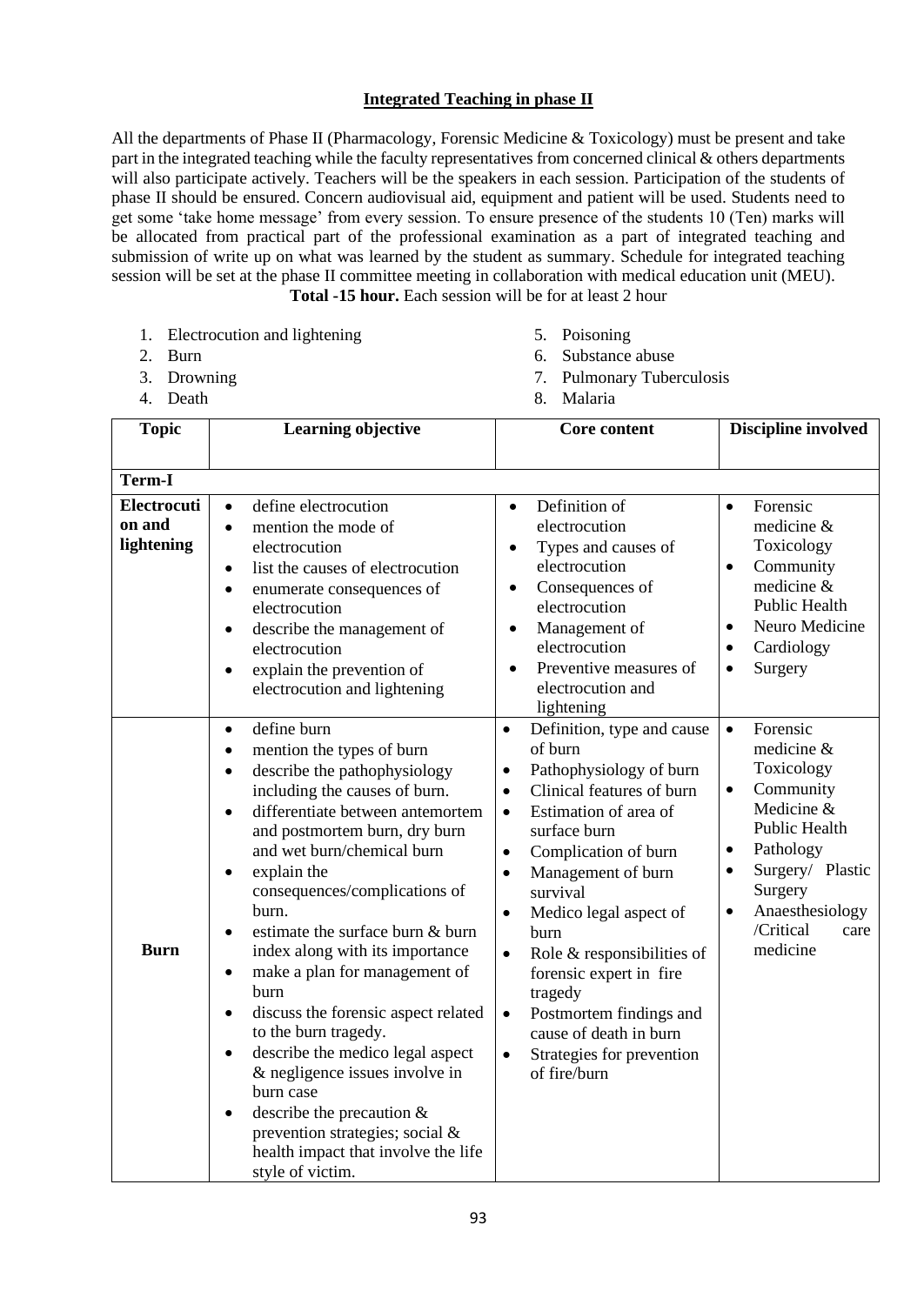## Integrated Teaching in phase II

All the departments of Phase II (Pharmacology, Forensic Medicine & Toxicology) must be present and take part in the integrated teaching while the faculty representatives from concerned clinical & others departments will also participate actively. Teachers will be the speakers in each session. Participation of the students of phase II should be ensured. Concern audiovisual aid, equipment and patient will be used. Students need to get some 'take home message' from every session. To ensure presence of the students 10 (Ten) marks will be allocated from practical part of the professional examination as a part of integrated teaching and submission of write up on what was learned by the student as summary. Schedule for integrated teaching session will be set at the phase II committee meeting in collaboration with medical education unit (MEU).

**Total -15 hour.** Each session will be for at least 2 hour

1. Electrocution and lightening
2. Burn
3. Drowning
4. Death
5. Poisoning
6. Substance abuse
7. Pulmonary Tuberculosis
8. Malaria

| Topic | Learning objective | Core content | Discipline involved |
|---|---|---|---|
| **Term-I** | | | |
| **Electrocution and lightening** | • define electrocution<br>• mention the mode of electrocution<br>• list the causes of electrocution<br>• enumerate consequences of electrocution<br>• describe the management of electrocution<br>• explain the prevention of electrocution and lightening | • Definition of electrocution<br>• Types and causes of electrocution<br>• Consequences of electrocution<br>• Management of electrocution<br>• Preventive measures of electrocution and lightening | • Forensic medicine & Toxicology<br>• Community medicine & Public Health<br>• Neuro Medicine<br>• Cardiology<br>• Surgery |
| **Burn** | • define burn<br>• mention the types of burn<br>• describe the pathophysiology including the causes of burn.<br>• differentiate between antemortem and postmortem burn, dry burn and wet burn/chemical burn<br>• explain the consequences/complications of burn.<br>• estimate the surface burn & burn index along with its importance<br>• make a plan for management of burn<br>• discuss the forensic aspect related to the burn tragedy.<br>• describe the medico legal aspect & negligence issues involve in burn case<br>• describe the precaution & prevention strategies; social & health impact that involve the life style of victim. | • Definition, type and cause of burn<br>• Pathophysiology of burn<br>• Clinical features of burn<br>• Estimation of area of surface burn<br>• Complication of burn<br>• Management of burn survival<br>• Medico legal aspect of burn<br>• Role & responsibilities of forensic expert in fire tragedy<br>• Postmortem findings and cause of death in burn<br>• Strategies for prevention of fire/burn | • Forensic medicine & Toxicology<br>• Community Medicine & Public Health<br>• Pathology<br>• Surgery/ Plastic Surgery<br>• Anaesthesiology /Critical care medicine |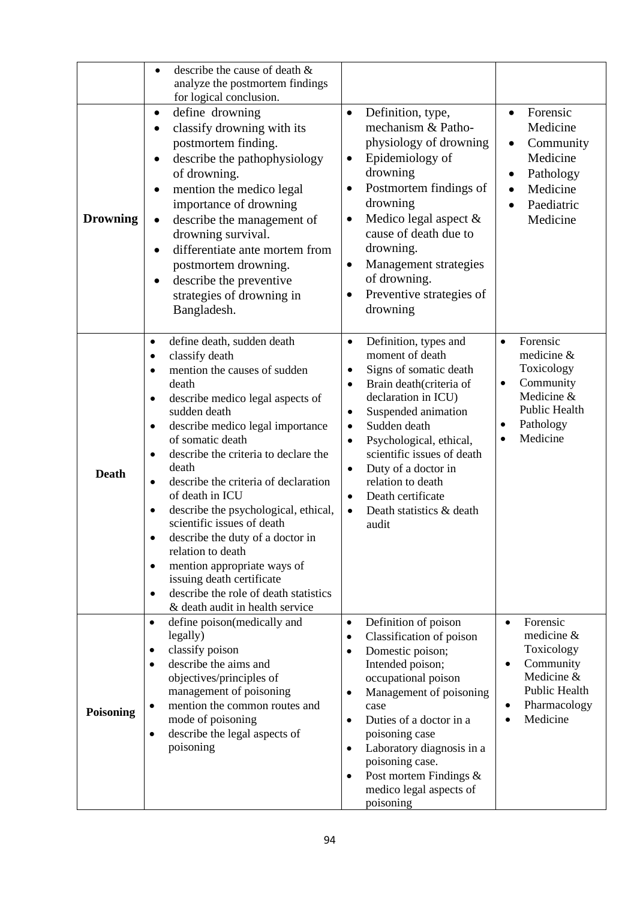| | | | |
|---|---|---|---|
| | • describe the cause of death & analyze the postmortem findings for logical conclusion. | | |
| **Drowning** | • define drowning<br>• classify drowning with its postmortem finding.<br>• describe the pathophysiology of drowning.<br>• mention the medico legal importance of drowning<br>• describe the management of drowning survival.<br>• differentiate ante mortem from postmortem drowning.<br>• describe the preventive strategies of drowning in Bangladesh. | • Definition, type, mechanism & Patho-physiology of drowning<br>• Epidemiology of drowning<br>• Postmortem findings of drowning<br>• Medico legal aspect & cause of death due to drowning.<br>• Management strategies of drowning.<br>• Preventive strategies of drowning | • Forensic Medicine<br>• Community Medicine<br>• Pathology<br>• Medicine<br>• Paediatric Medicine |
| **Death** | • define death, sudden death<br>• classify death<br>• mention the causes of sudden death<br>• describe medico legal aspects of sudden death<br>• describe medico legal importance of somatic death<br>• describe the criteria to declare the death<br>• describe the criteria of declaration of death in ICU<br>• describe the psychological, ethical, scientific issues of death<br>• describe the duty of a doctor in relation to death<br>• mention appropriate ways of issuing death certificate<br>• describe the role of death statistics & death audit in health service | • Definition, types and moment of death<br>• Signs of somatic death<br>• Brain death(criteria of declaration in ICU)<br>• Suspended animation<br>• Sudden death<br>• Psychological, ethical, scientific issues of death<br>• Duty of a doctor in relation to death<br>• Death certificate<br>• Death statistics & death audit | • Forensic medicine & Toxicology<br>• Community Medicine & Public Health<br>• Pathology<br>• Medicine |
| **Poisoning** | • define poison(medically and legally)<br>• classify poison<br>• describe the aims and objectives/principles of management of poisoning<br>• mention the common routes and mode of poisoning<br>• describe the legal aspects of poisoning | • Definition of poison<br>• Classification of poison<br>• Domestic poison; Intended poison; occupational poison<br>• Management of poisoning case<br>• Duties of a doctor in a poisoning case<br>• Laboratory diagnosis in a poisoning case.<br>• Post mortem Findings & medico legal aspects of poisoning | • Forensic medicine & Toxicology<br>• Community Medicine & Public Health<br>• Pharmacology<br>• Medicine |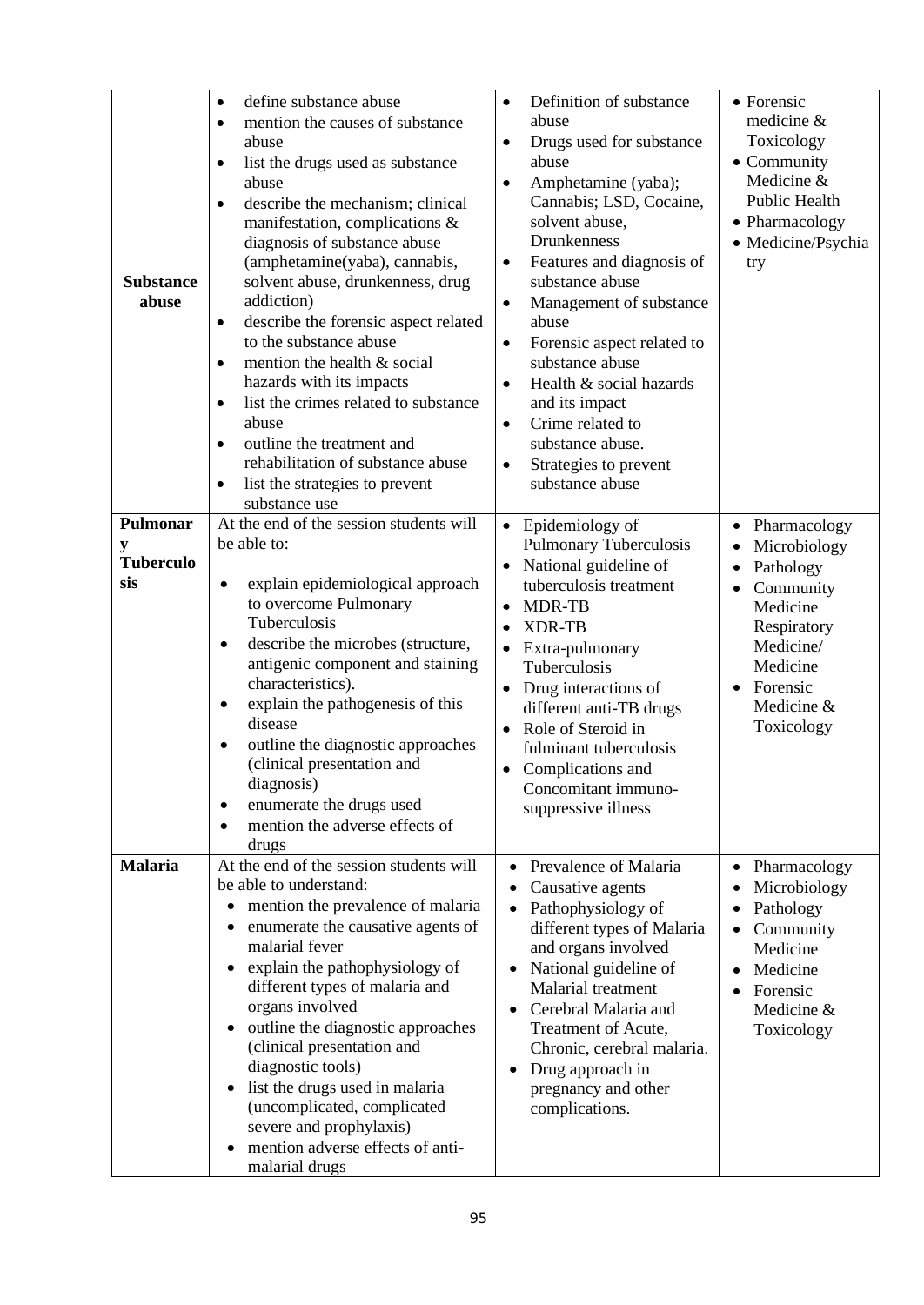| | | | |
|---|---|---|---|
| **Substance abuse** | • define substance abuse<br>• mention the causes of substance abuse<br>• list the drugs used as substance abuse<br>• describe the mechanism; clinical manifestation, complications & diagnosis of substance abuse (amphetamine(yaba), cannabis, solvent abuse, drunkenness, drug addiction)<br>• describe the forensic aspect related to the substance abuse<br>• mention the health & social hazards with its impacts<br>• list the crimes related to substance abuse<br>• outline the treatment and rehabilitation of substance abuse<br>• list the strategies to prevent substance use | • Definition of substance abuse<br>• Drugs used for substance abuse<br>• Amphetamine (yaba); Cannabis; LSD, Cocaine, solvent abuse, Drunkenness<br>• Features and diagnosis of substance abuse<br>• Management of substance abuse<br>• Forensic aspect related to substance abuse<br>• Health & social hazards and its impact<br>• Crime related to substance abuse.<br>• Strategies to prevent substance abuse | • Forensic medicine & Toxicology<br>• Community Medicine & Public Health<br>• Pharmacology<br>• Medicine/Psychiatry |
| **Pulmonary Tuberculosis** | At the end of the session students will be able to:<br>• explain epidemiological approach to overcome Pulmonary Tuberculosis<br>• describe the microbes (structure, antigenic component and staining characteristics).<br>• explain the pathogenesis of this disease<br>• outline the diagnostic approaches (clinical presentation and diagnosis)<br>• enumerate the drugs used<br>• mention the adverse effects of drugs | • Epidemiology of Pulmonary Tuberculosis<br>• National guideline of tuberculosis treatment<br>• MDR-TB<br>• XDR-TB<br>• Extra-pulmonary Tuberculosis<br>• Drug interactions of different anti-TB drugs<br>• Role of Steroid in fulminant tuberculosis<br>• Complications and Concomitant immuno-suppressive illness | • Pharmacology<br>• Microbiology<br>• Pathology<br>• Community Medicine Respiratory Medicine/ Medicine<br>• Forensic Medicine & Toxicology |
| **Malaria** | At the end of the session students will be able to understand:<br>• mention the prevalence of malaria<br>• enumerate the causative agents of malarial fever<br>• explain the pathophysiology of different types of malaria and organs involved<br>• outline the diagnostic approaches (clinical presentation and diagnostic tools)<br>• list the drugs used in malaria (uncomplicated, complicated severe and prophylaxis)<br>• mention adverse effects of anti-malarial drugs | • Prevalence of Malaria<br>• Causative agents<br>• Pathophysiology of different types of Malaria and organs involved<br>• National guideline of Malarial treatment<br>• Cerebral Malaria and Treatment of Acute, Chronic, cerebral malaria.<br>• Drug approach in pregnancy and other complications. | • Pharmacology<br>• Microbiology<br>• Pathology<br>• Community Medicine<br>• Medicine<br>• Forensic Medicine & Toxicology |